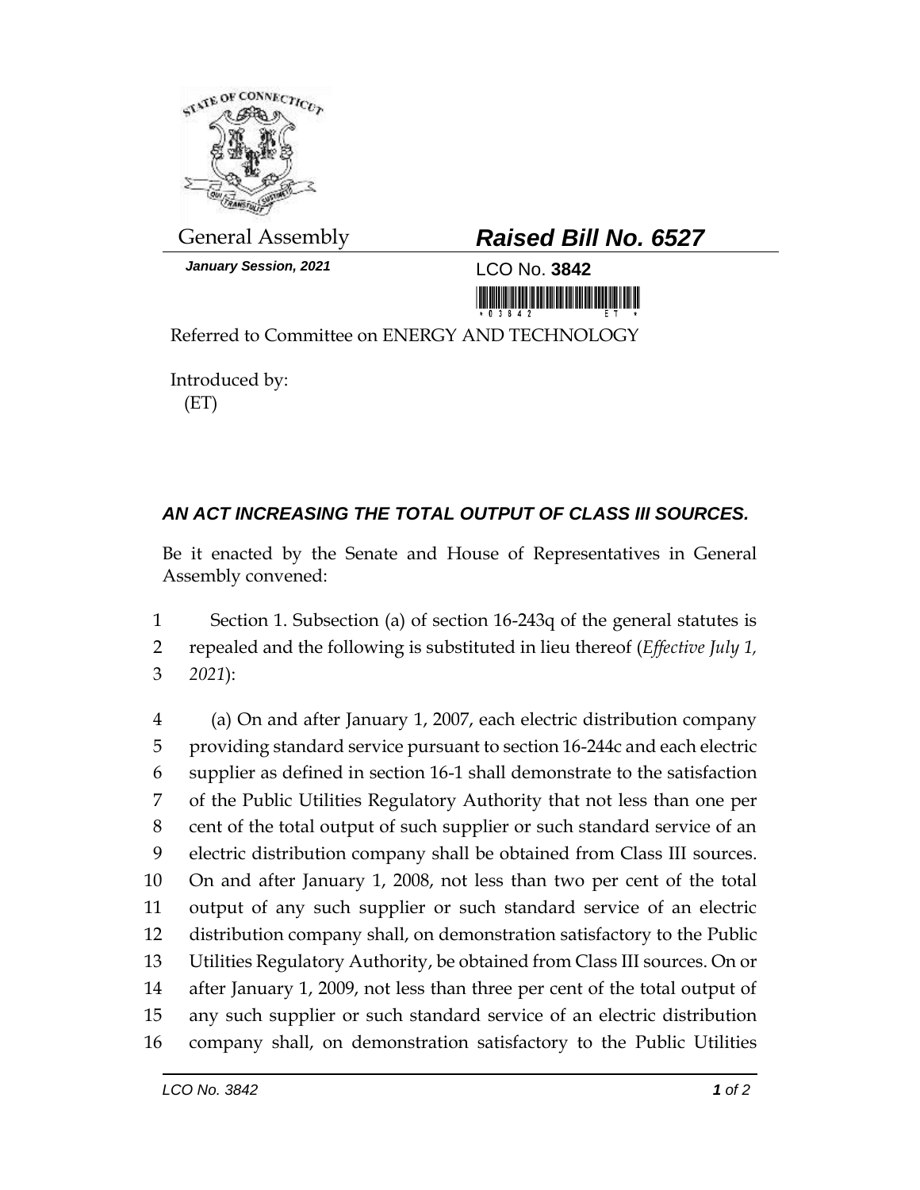General Assembly

***Raised Bill No. 6527***

***January Session, 2021***

LCO No. **3842**

Referred to Committee on ENERGY AND TECHNOLOGY

Introduced by:
(ET)

## ***AN ACT INCREASING THE TOTAL OUTPUT OF CLASS III SOURCES.***

Be it enacted by the Senate and House of Representatives in General Assembly convened:

1 Section 1. Subsection (a) of section 16-243q of the general statutes is
2 repealed and the following is substituted in lieu thereof (*Effective July 1,*
3 *2021*):

4 (a) On and after January 1, 2007, each electric distribution company
5 providing standard service pursuant to section 16-244c and each electric
6 supplier as defined in section 16-1 shall demonstrate to the satisfaction
7 of the Public Utilities Regulatory Authority that not less than one per
8 cent of the total output of such supplier or such standard service of an
9 electric distribution company shall be obtained from Class III sources.
10 On and after January 1, 2008, not less than two per cent of the total
11 output of any such supplier or such standard service of an electric
12 distribution company shall, on demonstration satisfactory to the Public
13 Utilities Regulatory Authority, be obtained from Class III sources. On or
14 after January 1, 2009, not less than three per cent of the total output of
15 any such supplier or such standard service of an electric distribution
16 company shall, on demonstration satisfactory to the Public Utilities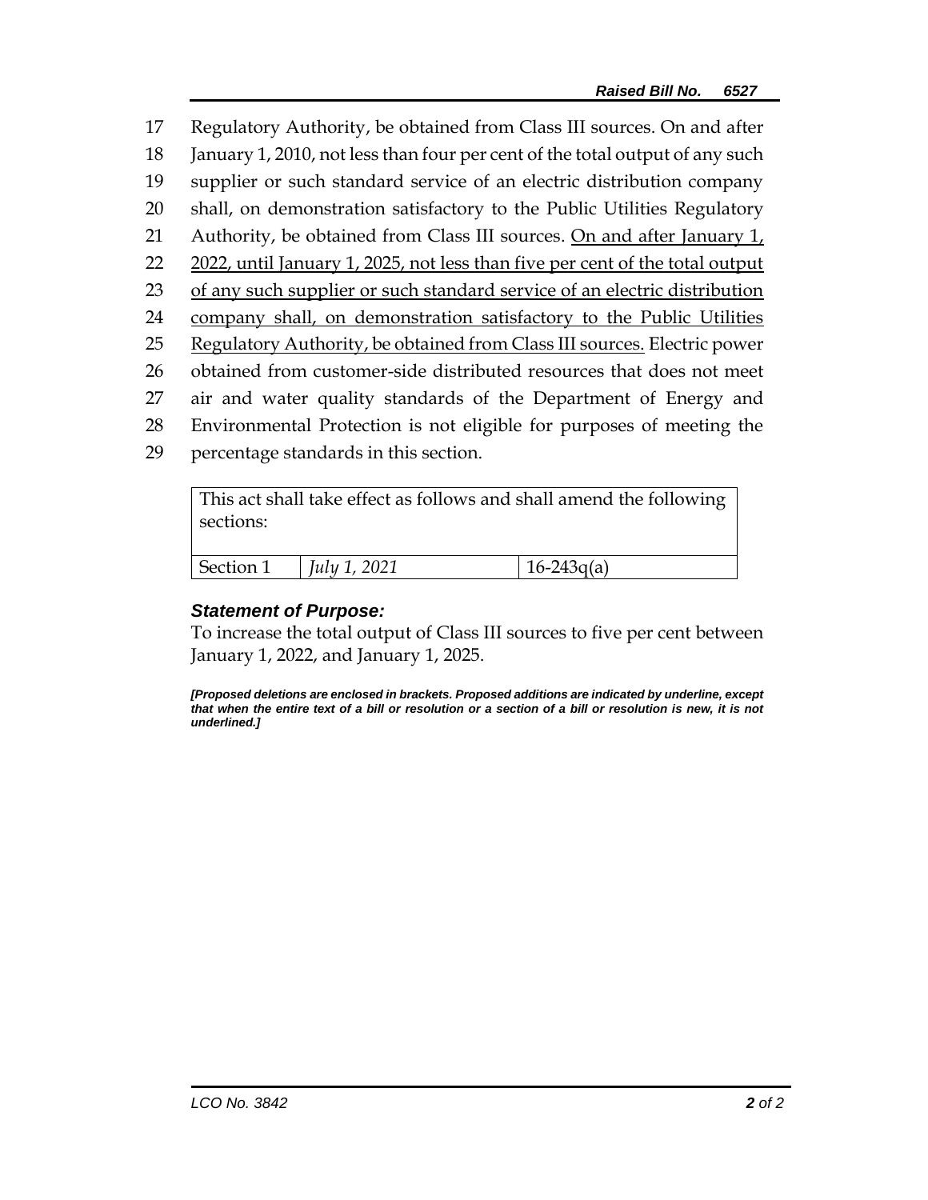17 Regulatory Authority, be obtained from Class III sources. On and after
18 January 1, 2010, not less than four per cent of the total output of any such
19 supplier or such standard service of an electric distribution company
20 shall, on demonstration satisfactory to the Public Utilities Regulatory
21 Authority, be obtained from Class III sources. <u>On and after January 1,</u>
22 <u>2022, until January 1, 2025, not less than five per cent of the total output</u>
23 <u>of any such supplier or such standard service of an electric distribution</u>
24 <u>company shall, on demonstration satisfactory to the Public Utilities</u>
25 <u>Regulatory Authority, be obtained from Class III sources.</u> Electric power
26 obtained from customer-side distributed resources that does not meet
27 air and water quality standards of the Department of Energy and
28 Environmental Protection is not eligible for purposes of meeting the
29 percentage standards in this section.

| This act shall take effect as follows and shall amend the following sections: | | |
|---|---|---|
| Section 1 | *July 1, 2021* | 16-243q(a) |

### *Statement of Purpose:*

To increase the total output of Class III sources to five per cent between January 1, 2022, and January 1, 2025.

***[Proposed deletions are enclosed in brackets. Proposed additions are indicated by underline, except that when the entire text of a bill or resolution or a section of a bill or resolution is new, it is not underlined.]***